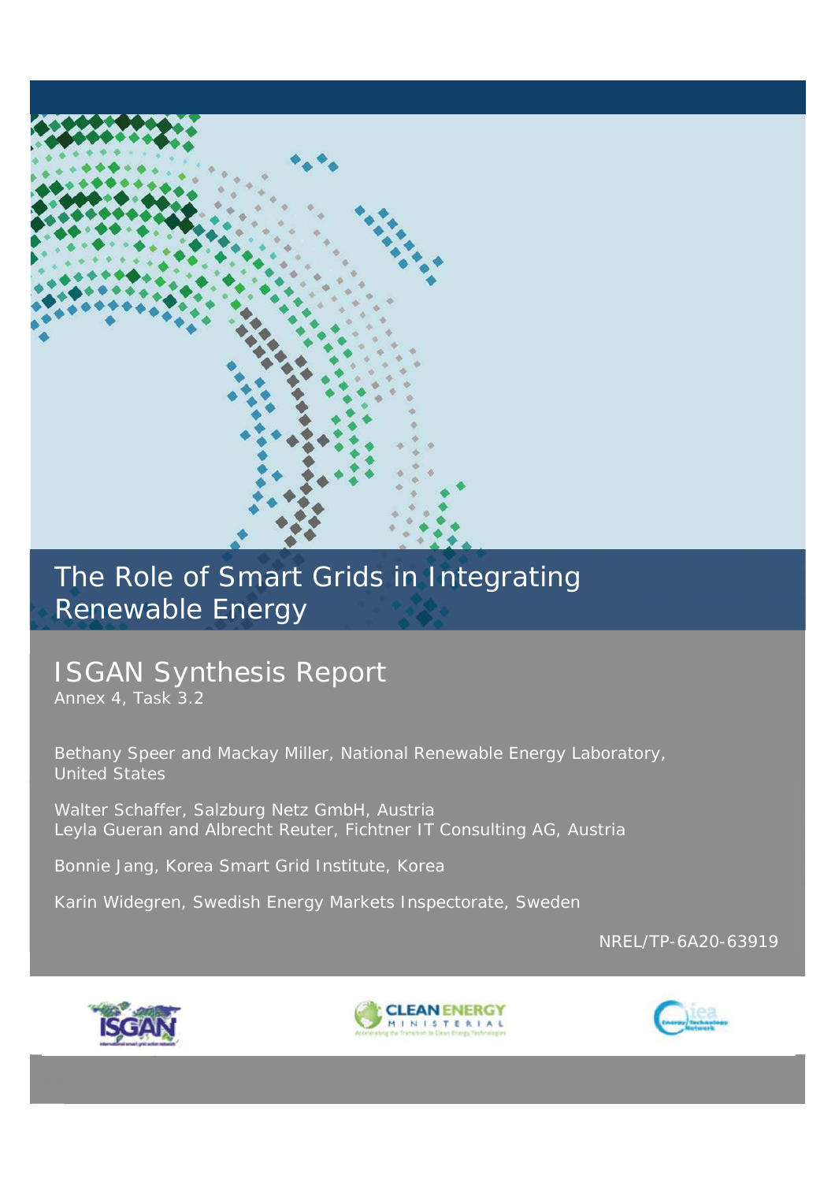# The Role of Smart Grids in Integrating Renewable Energy

## ISGAN Synthesis Report

Annex 4, Task 3.2

Bethany Speer and Mackay Miller, National Renewable Energy Laboratory, United States

Walter Schaffer, Salzburg Netz GmbH, Austria
Leyla Gueran and Albrecht Reuter, Fichtner IT Consulting AG, Austria

Bonnie Jang, Korea Smart Grid Institute, Korea

Karin Widegren, Swedish Energy Markets Inspectorate, Sweden

NREL/TP-6A20-63919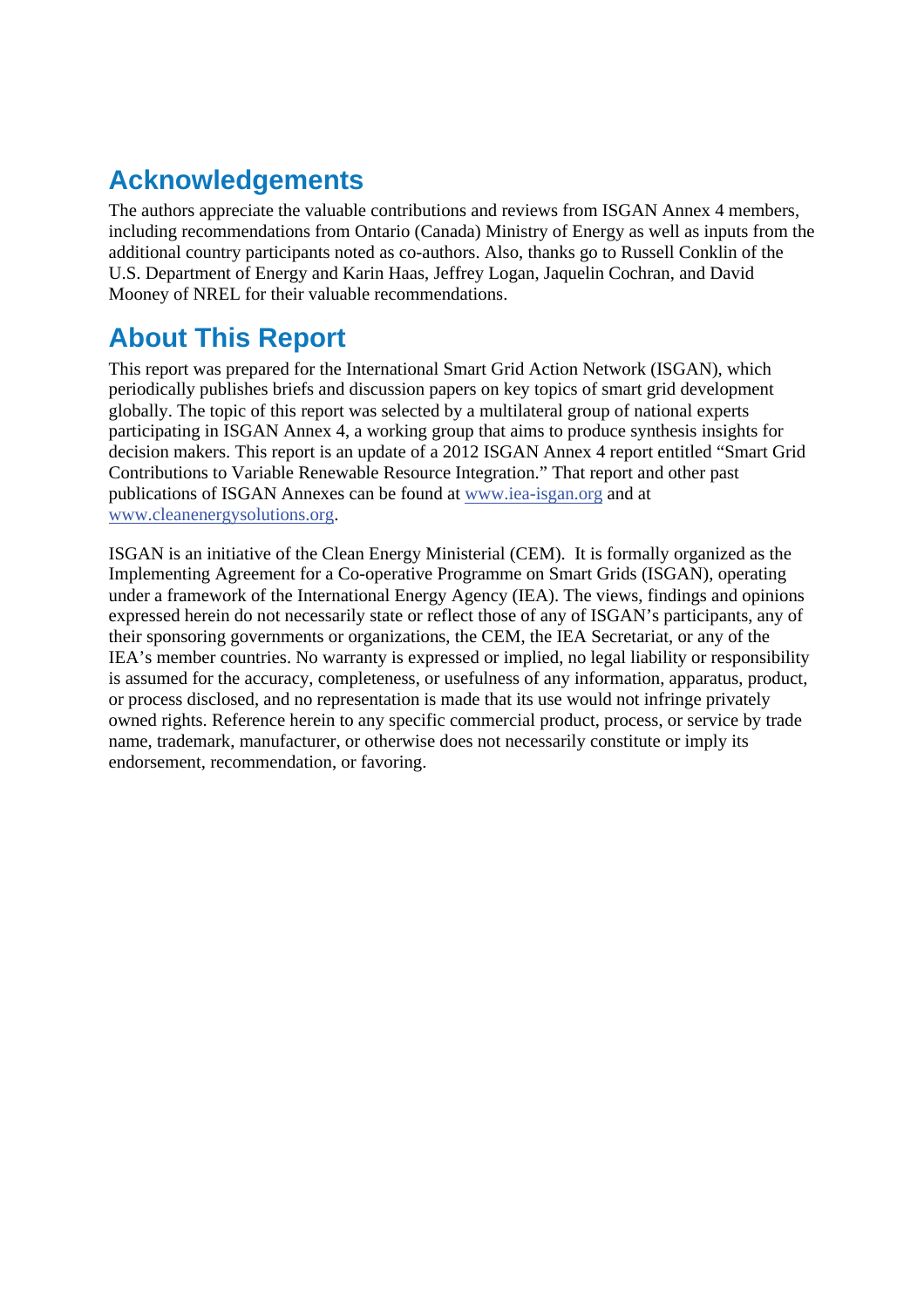## Acknowledgements

The authors appreciate the valuable contributions and reviews from ISGAN Annex 4 members, including recommendations from Ontario (Canada) Ministry of Energy as well as inputs from the additional country participants noted as co-authors. Also, thanks go to Russell Conklin of the U.S. Department of Energy and Karin Haas, Jeffrey Logan, Jaquelin Cochran, and David Mooney of NREL for their valuable recommendations.

## About This Report

This report was prepared for the International Smart Grid Action Network (ISGAN), which periodically publishes briefs and discussion papers on key topics of smart grid development globally. The topic of this report was selected by a multilateral group of national experts participating in ISGAN Annex 4, a working group that aims to produce synthesis insights for decision makers. This report is an update of a 2012 ISGAN Annex 4 report entitled "Smart Grid Contributions to Variable Renewable Resource Integration." That report and other past publications of ISGAN Annexes can be found at www.iea-isgan.org and at www.cleanenergysolutions.org.

ISGAN is an initiative of the Clean Energy Ministerial (CEM). It is formally organized as the Implementing Agreement for a Co-operative Programme on Smart Grids (ISGAN), operating under a framework of the International Energy Agency (IEA). The views, findings and opinions expressed herein do not necessarily state or reflect those of any of ISGAN's participants, any of their sponsoring governments or organizations, the CEM, the IEA Secretariat, or any of the IEA's member countries. No warranty is expressed or implied, no legal liability or responsibility is assumed for the accuracy, completeness, or usefulness of any information, apparatus, product, or process disclosed, and no representation is made that its use would not infringe privately owned rights. Reference herein to any specific commercial product, process, or service by trade name, trademark, manufacturer, or otherwise does not necessarily constitute or imply its endorsement, recommendation, or favoring.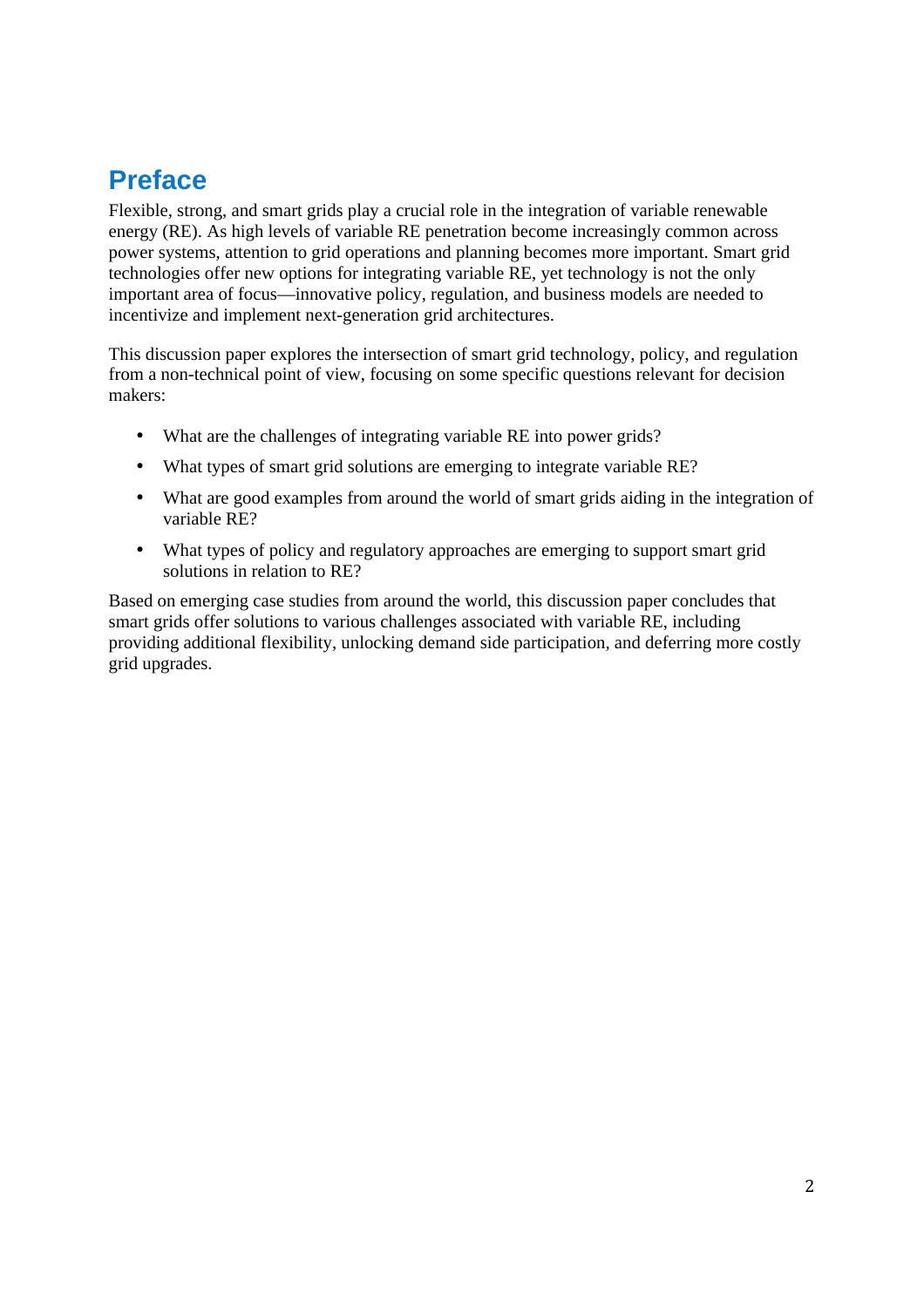# Preface

Flexible, strong, and smart grids play a crucial role in the integration of variable renewable energy (RE). As high levels of variable RE penetration become increasingly common across power systems, attention to grid operations and planning becomes more important. Smart grid technologies offer new options for integrating variable RE, yet technology is not the only important area of focus—innovative policy, regulation, and business models are needed to incentivize and implement next-generation grid architectures.

This discussion paper explores the intersection of smart grid technology, policy, and regulation from a non-technical point of view, focusing on some specific questions relevant for decision makers:

- What are the challenges of integrating variable RE into power grids?
- What types of smart grid solutions are emerging to integrate variable RE?
- What are good examples from around the world of smart grids aiding in the integration of variable RE?
- What types of policy and regulatory approaches are emerging to support smart grid solutions in relation to RE?

Based on emerging case studies from around the world, this discussion paper concludes that smart grids offer solutions to various challenges associated with variable RE, including providing additional flexibility, unlocking demand side participation, and deferring more costly grid upgrades.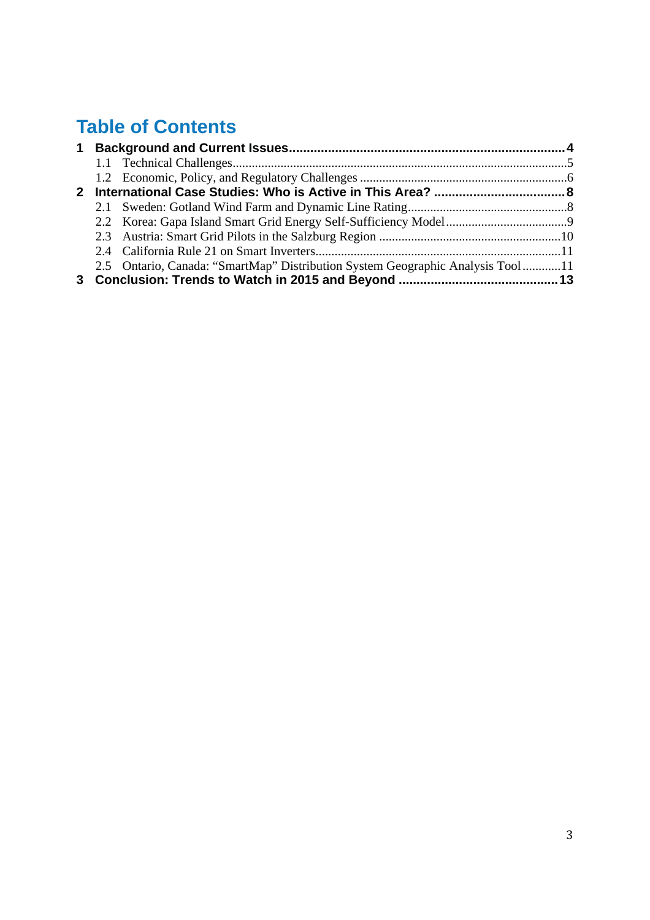# Table of Contents

**1 Background and Current Issues....................................................................... 4**

- 1.1 Technical Challenges.......................................................................................... 5
- 1.2 Economic, Policy, and Regulatory Challenges ................................................... 6

**2 International Case Studies: Who is Active in This Area? .................................... 8**

- 2.1 Sweden: Gotland Wind Farm and Dynamic Line Rating....................................... 8
- 2.2 Korea: Gapa Island Smart Grid Energy Self-Sufficiency Model ............................ 9
- 2.3 Austria: Smart Grid Pilots in the Salzburg Region .............................................. 10
- 2.4 California Rule 21 on Smart Inverters................................................................. 11
- 2.5 Ontario, Canada: "SmartMap" Distribution System Geographic Analysis Tool ........... 11

**3 Conclusion: Trends to Watch in 2015 and Beyond ............................................ 13**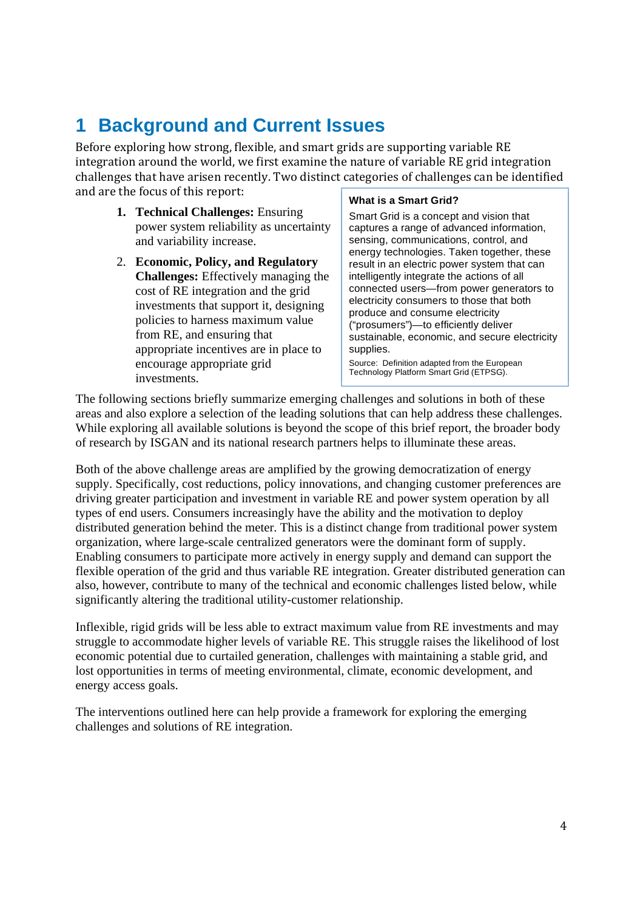# 1 Background and Current Issues

Before exploring how strong, flexible, and smart grids are supporting variable RE integration around the world, we first examine the nature of variable RE grid integration challenges that have arisen recently. Two distinct categories of challenges can be identified and are the focus of this report:

1. **Technical Challenges:** Ensuring power system reliability as uncertainty and variability increase.
2. **Economic, Policy, and Regulatory Challenges:** Effectively managing the cost of RE integration and the grid investments that support it, designing policies to harness maximum value from RE, and ensuring that appropriate incentives are in place to encourage appropriate grid investments.

> **What is a Smart Grid?**
>
> Smart Grid is a concept and vision that captures a range of advanced information, sensing, communications, control, and energy technologies. Taken together, these result in an electric power system that can intelligently integrate the actions of all connected users—from power generators to electricity consumers to those that both produce and consume electricity ("prosumers")—to efficiently deliver sustainable, economic, and secure electricity supplies.
>
> Source: Definition adapted from the European Technology Platform Smart Grid (ETPSG).

The following sections briefly summarize emerging challenges and solutions in both of these areas and also explore a selection of the leading solutions that can help address these challenges. While exploring all available solutions is beyond the scope of this brief report, the broader body of research by ISGAN and its national research partners helps to illuminate these areas.

Both of the above challenge areas are amplified by the growing democratization of energy supply. Specifically, cost reductions, policy innovations, and changing customer preferences are driving greater participation and investment in variable RE and power system operation by all types of end users. Consumers increasingly have the ability and the motivation to deploy distributed generation behind the meter. This is a distinct change from traditional power system organization, where large-scale centralized generators were the dominant form of supply. Enabling consumers to participate more actively in energy supply and demand can support the flexible operation of the grid and thus variable RE integration. Greater distributed generation can also, however, contribute to many of the technical and economic challenges listed below, while significantly altering the traditional utility-customer relationship.

Inflexible, rigid grids will be less able to extract maximum value from RE investments and may struggle to accommodate higher levels of variable RE. This struggle raises the likelihood of lost economic potential due to curtailed generation, challenges with maintaining a stable grid, and lost opportunities in terms of meeting environmental, climate, economic development, and energy access goals.

The interventions outlined here can help provide a framework for exploring the emerging challenges and solutions of RE integration.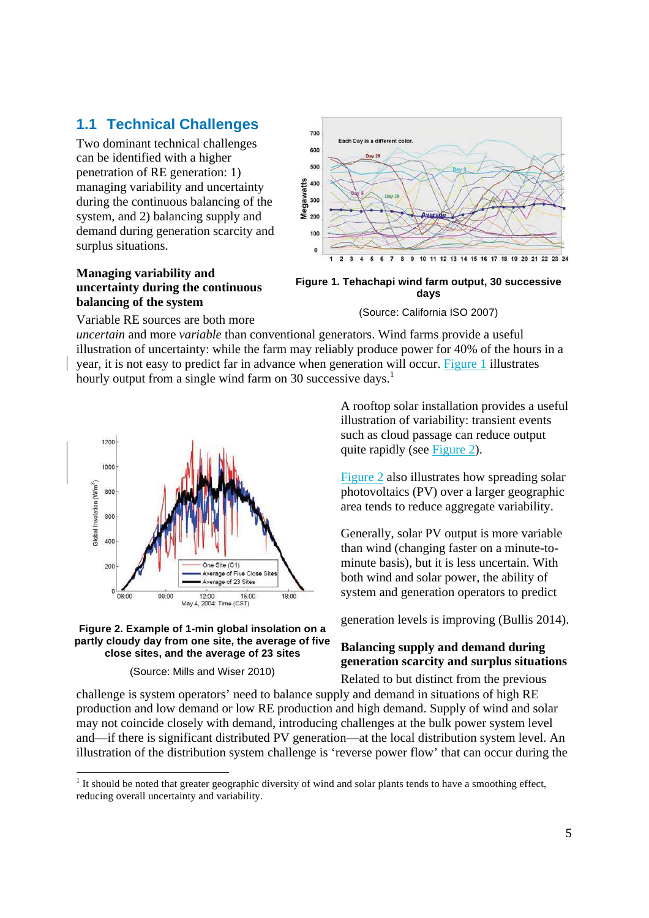## 1.1 Technical Challenges

Two dominant technical challenges can be identified with a higher penetration of RE generation: 1) managing variability and uncertainty during the continuous balancing of the system, and 2) balancing supply and demand during generation scarcity and surplus situations.

**Managing variability and uncertainty during the continuous balancing of the system**

Variable RE sources are both more *uncertain* and more *variable* than conventional generators. Wind farms provide a useful illustration of uncertainty: while the farm may reliably produce power for 40% of the hours in a year, it is not easy to predict far in advance when generation will occur. Figure 1 illustrates hourly output from a single wind farm on 30 successive days.[1]

**Figure 1. Tehachapi wind farm output, 30 successive days**

(Source: California ISO 2007)

A rooftop solar installation provides a useful illustration of variability: transient events such as cloud passage can reduce output quite rapidly (see Figure 2).

Figure 2 also illustrates how spreading solar photovoltaics (PV) over a larger geographic area tends to reduce aggregate variability.

Generally, solar PV output is more variable than wind (changing faster on a minute-to-minute basis), but it is less uncertain. With both wind and solar power, the ability of system and generation operators to predict generation levels is improving (Bullis 2014).

**Figure 2. Example of 1-min global insolation on a partly cloudy day from one site, the average of five close sites, and the average of 23 sites**

(Source: Mills and Wiser 2010)

**Balancing supply and demand during generation scarcity and surplus situations**

Related to but distinct from the previous challenge is system operators' need to balance supply and demand in situations of high RE production and low demand or low RE production and high demand. Supply of wind and solar may not coincide closely with demand, introducing challenges at the bulk power system level and—if there is significant distributed PV generation—at the local distribution system level. An illustration of the distribution system challenge is 'reverse power flow' that can occur during the

---

[1] It should be noted that greater geographic diversity of wind and solar plants tends to have a smoothing effect, reducing overall uncertainty and variability.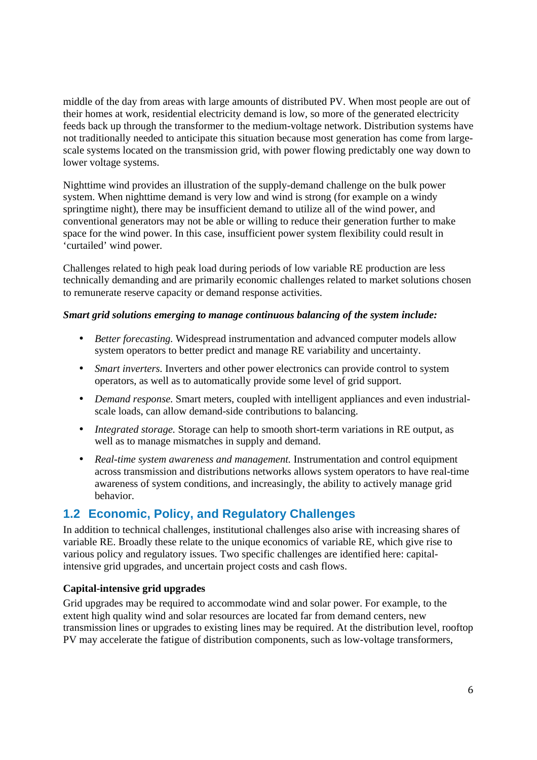middle of the day from areas with large amounts of distributed PV. When most people are out of their homes at work, residential electricity demand is low, so more of the generated electricity feeds back up through the transformer to the medium-voltage network. Distribution systems have not traditionally needed to anticipate this situation because most generation has come from large-scale systems located on the transmission grid, with power flowing predictably one way down to lower voltage systems.

Nighttime wind provides an illustration of the supply-demand challenge on the bulk power system. When nighttime demand is very low and wind is strong (for example on a windy springtime night), there may be insufficient demand to utilize all of the wind power, and conventional generators may not be able or willing to reduce their generation further to make space for the wind power. In this case, insufficient power system flexibility could result in 'curtailed' wind power.

Challenges related to high peak load during periods of low variable RE production are less technically demanding and are primarily economic challenges related to market solutions chosen to remunerate reserve capacity or demand response activities.

***Smart grid solutions emerging to manage continuous balancing of the system include:***

- *Better forecasting.* Widespread instrumentation and advanced computer models allow system operators to better predict and manage RE variability and uncertainty.
- *Smart inverters.* Inverters and other power electronics can provide control to system operators, as well as to automatically provide some level of grid support.
- *Demand response.* Smart meters, coupled with intelligent appliances and even industrial-scale loads, can allow demand-side contributions to balancing.
- *Integrated storage.* Storage can help to smooth short-term variations in RE output, as well as to manage mismatches in supply and demand.
- *Real-time system awareness and management.* Instrumentation and control equipment across transmission and distributions networks allows system operators to have real-time awareness of system conditions, and increasingly, the ability to actively manage grid behavior.

## 1.2 Economic, Policy, and Regulatory Challenges

In addition to technical challenges, institutional challenges also arise with increasing shares of variable RE. Broadly these relate to the unique economics of variable RE, which give rise to various policy and regulatory issues. Two specific challenges are identified here: capital-intensive grid upgrades, and uncertain project costs and cash flows.

**Capital-intensive grid upgrades**

Grid upgrades may be required to accommodate wind and solar power. For example, to the extent high quality wind and solar resources are located far from demand centers, new transmission lines or upgrades to existing lines may be required. At the distribution level, rooftop PV may accelerate the fatigue of distribution components, such as low-voltage transformers,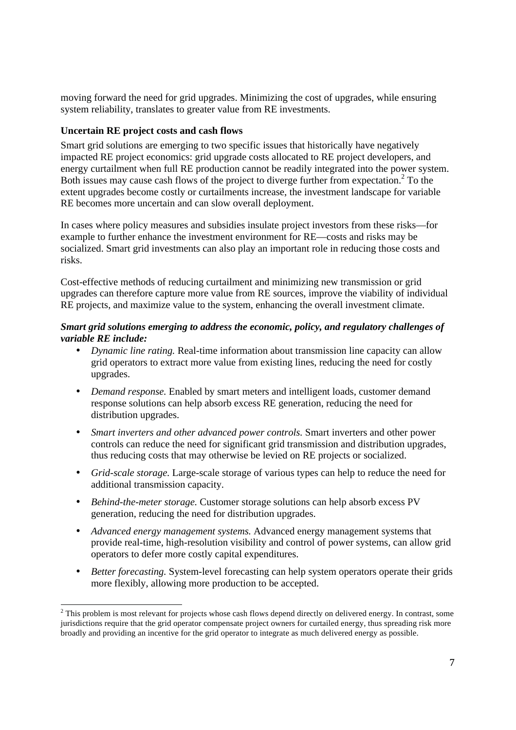moving forward the need for grid upgrades. Minimizing the cost of upgrades, while ensuring system reliability, translates to greater value from RE investments.

**Uncertain RE project costs and cash flows**

Smart grid solutions are emerging to two specific issues that historically have negatively impacted RE project economics: grid upgrade costs allocated to RE project developers, and energy curtailment when full RE production cannot be readily integrated into the power system. Both issues may cause cash flows of the project to diverge further from expectation.[2] To the extent upgrades become costly or curtailments increase, the investment landscape for variable RE becomes more uncertain and can slow overall deployment.

In cases where policy measures and subsidies insulate project investors from these risks—for example to further enhance the investment environment for RE—costs and risks may be socialized. Smart grid investments can also play an important role in reducing those costs and risks.

Cost-effective methods of reducing curtailment and minimizing new transmission or grid upgrades can therefore capture more value from RE sources, improve the viability of individual RE projects, and maximize value to the system, enhancing the overall investment climate.

***Smart grid solutions emerging to address the economic, policy, and regulatory challenges of variable RE include:***

- *Dynamic line rating.* Real-time information about transmission line capacity can allow grid operators to extract more value from existing lines, reducing the need for costly upgrades.
- *Demand response.* Enabled by smart meters and intelligent loads, customer demand response solutions can help absorb excess RE generation, reducing the need for distribution upgrades.
- *Smart inverters and other advanced power controls.* Smart inverters and other power controls can reduce the need for significant grid transmission and distribution upgrades, thus reducing costs that may otherwise be levied on RE projects or socialized.
- *Grid-scale storage.* Large-scale storage of various types can help to reduce the need for additional transmission capacity.
- *Behind-the-meter storage.* Customer storage solutions can help absorb excess PV generation, reducing the need for distribution upgrades.
- *Advanced energy management systems.* Advanced energy management systems that provide real-time, high-resolution visibility and control of power systems, can allow grid operators to defer more costly capital expenditures.
- *Better forecasting.* System-level forecasting can help system operators operate their grids more flexibly, allowing more production to be accepted.

[2] This problem is most relevant for projects whose cash flows depend directly on delivered energy. In contrast, some jurisdictions require that the grid operator compensate project owners for curtailed energy, thus spreading risk more broadly and providing an incentive for the grid operator to integrate as much delivered energy as possible.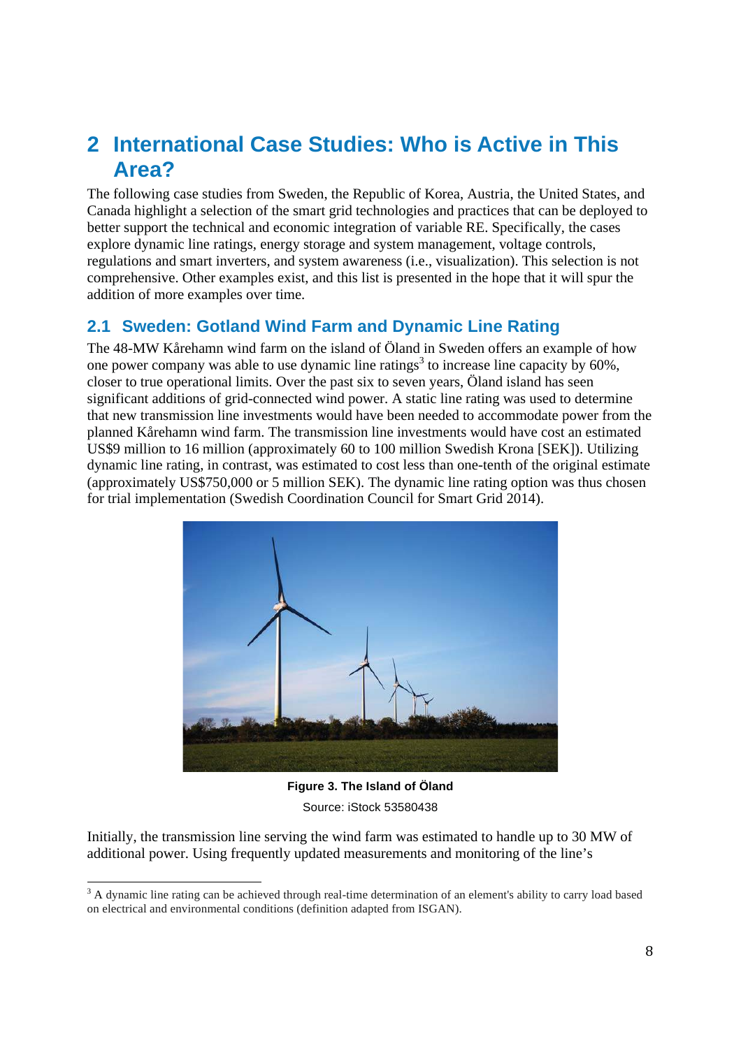# 2 International Case Studies: Who is Active in This Area?

The following case studies from Sweden, the Republic of Korea, Austria, the United States, and Canada highlight a selection of the smart grid technologies and practices that can be deployed to better support the technical and economic integration of variable RE. Specifically, the cases explore dynamic line ratings, energy storage and system management, voltage controls, regulations and smart inverters, and system awareness (i.e., visualization). This selection is not comprehensive. Other examples exist, and this list is presented in the hope that it will spur the addition of more examples over time.

## 2.1 Sweden: Gotland Wind Farm and Dynamic Line Rating

The 48-MW Kårehamn wind farm on the island of Öland in Sweden offers an example of how one power company was able to use dynamic line ratings[3] to increase line capacity by 60%, closer to true operational limits. Over the past six to seven years, Öland island has seen significant additions of grid-connected wind power. A static line rating was used to determine that new transmission line investments would have been needed to accommodate power from the planned Kårehamn wind farm. The transmission line investments would have cost an estimated US$9 million to 16 million (approximately 60 to 100 million Swedish Krona [SEK]). Utilizing dynamic line rating, in contrast, was estimated to cost less than one-tenth of the original estimate (approximately US$750,000 or 5 million SEK). The dynamic line rating option was thus chosen for trial implementation (Swedish Coordination Council for Smart Grid 2014).

**Figure 3. The Island of Öland**

Source: iStock 53580438

Initially, the transmission line serving the wind farm was estimated to handle up to 30 MW of additional power. Using frequently updated measurements and monitoring of the line's

[3] A dynamic line rating can be achieved through real-time determination of an element's ability to carry load based on electrical and environmental conditions (definition adapted from ISGAN).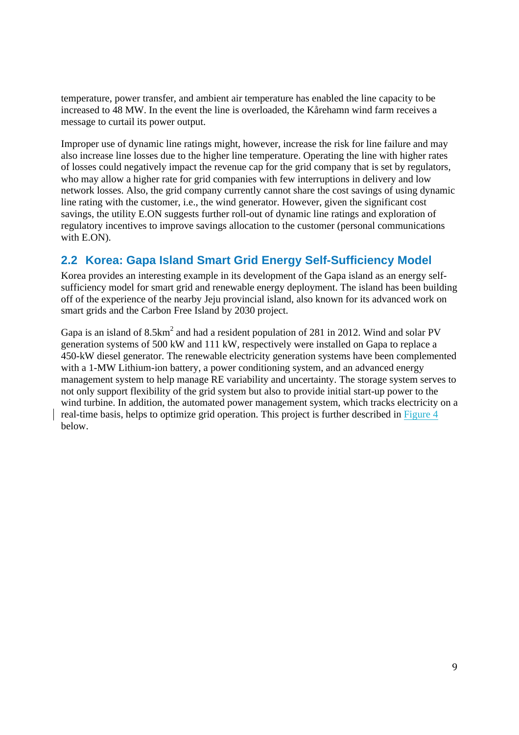temperature, power transfer, and ambient air temperature has enabled the line capacity to be increased to 48 MW. In the event the line is overloaded, the Kårehamn wind farm receives a message to curtail its power output.

Improper use of dynamic line ratings might, however, increase the risk for line failure and may also increase line losses due to the higher line temperature. Operating the line with higher rates of losses could negatively impact the revenue cap for the grid company that is set by regulators, who may allow a higher rate for grid companies with few interruptions in delivery and low network losses. Also, the grid company currently cannot share the cost savings of using dynamic line rating with the customer, i.e., the wind generator. However, given the significant cost savings, the utility E.ON suggests further roll-out of dynamic line ratings and exploration of regulatory incentives to improve savings allocation to the customer (personal communications with E.ON).

## 2.2 Korea: Gapa Island Smart Grid Energy Self-Sufficiency Model

Korea provides an interesting example in its development of the Gapa island as an energy self-sufficiency model for smart grid and renewable energy deployment. The island has been building off of the experience of the nearby Jeju provincial island, also known for its advanced work on smart grids and the Carbon Free Island by 2030 project.

Gapa is an island of 8.5km$^2$ and had a resident population of 281 in 2012. Wind and solar PV generation systems of 500 kW and 111 kW, respectively were installed on Gapa to replace a 450-kW diesel generator. The renewable electricity generation systems have been complemented with a 1-MW Lithium-ion battery, a power conditioning system, and an advanced energy management system to help manage RE variability and uncertainty. The storage system serves to not only support flexibility of the grid system but also to provide initial start-up power to the wind turbine. In addition, the automated power management system, which tracks electricity on a real-time basis, helps to optimize grid operation. This project is further described in Figure 4 below.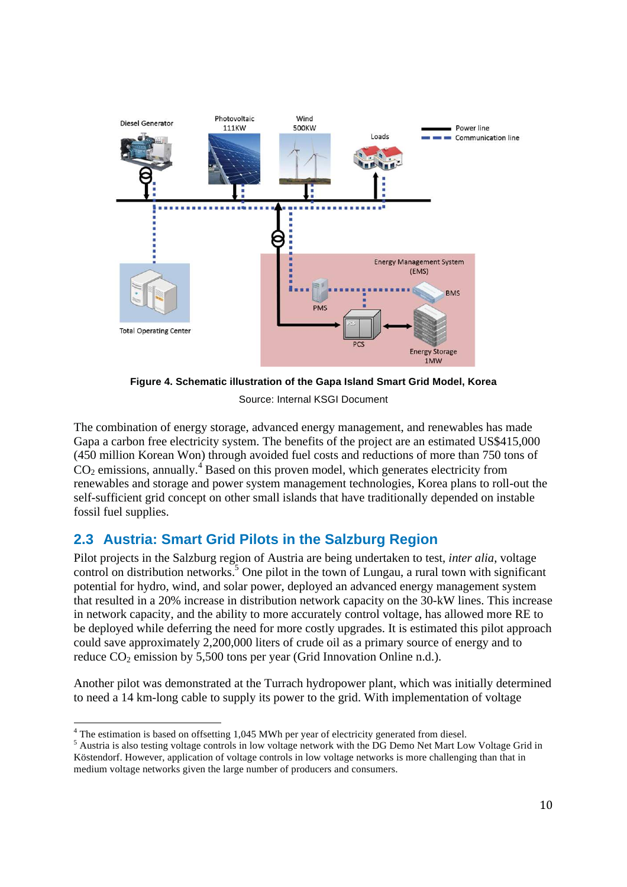**Figure 4. Schematic illustration of the Gapa Island Smart Grid Model, Korea**

Source: Internal KSGI Document

The combination of energy storage, advanced energy management, and renewables has made Gapa a carbon free electricity system. The benefits of the project are an estimated US$415,000 (450 million Korean Won) through avoided fuel costs and reductions of more than 750 tons of $CO_2$ emissions, annually.[4] Based on this proven model, which generates electricity from renewables and storage and power system management technologies, Korea plans to roll-out the self-sufficient grid concept on other small islands that have traditionally depended on instable fossil fuel supplies.

## 2.3 Austria: Smart Grid Pilots in the Salzburg Region

Pilot projects in the Salzburg region of Austria are being undertaken to test, *inter alia*, voltage control on distribution networks.[5] One pilot in the town of Lungau, a rural town with significant potential for hydro, wind, and solar power, deployed an advanced energy management system that resulted in a 20% increase in distribution network capacity on the 30-kW lines. This increase in network capacity, and the ability to more accurately control voltage, has allowed more RE to be deployed while deferring the need for more costly upgrades. It is estimated this pilot approach could save approximately 2,200,000 liters of crude oil as a primary source of energy and to reduce $CO_2$ emission by 5,500 tons per year (Grid Innovation Online n.d.).

Another pilot was demonstrated at the Turrach hydropower plant, which was initially determined to need a 14 km-long cable to supply its power to the grid. With implementation of voltage

[4] The estimation is based on offsetting 1,045 MWh per year of electricity generated from diesel.

[5] Austria is also testing voltage controls in low voltage network with the DG Demo Net Mart Low Voltage Grid in Köstendorf. However, application of voltage controls in low voltage networks is more challenging than that in medium voltage networks given the large number of producers and consumers.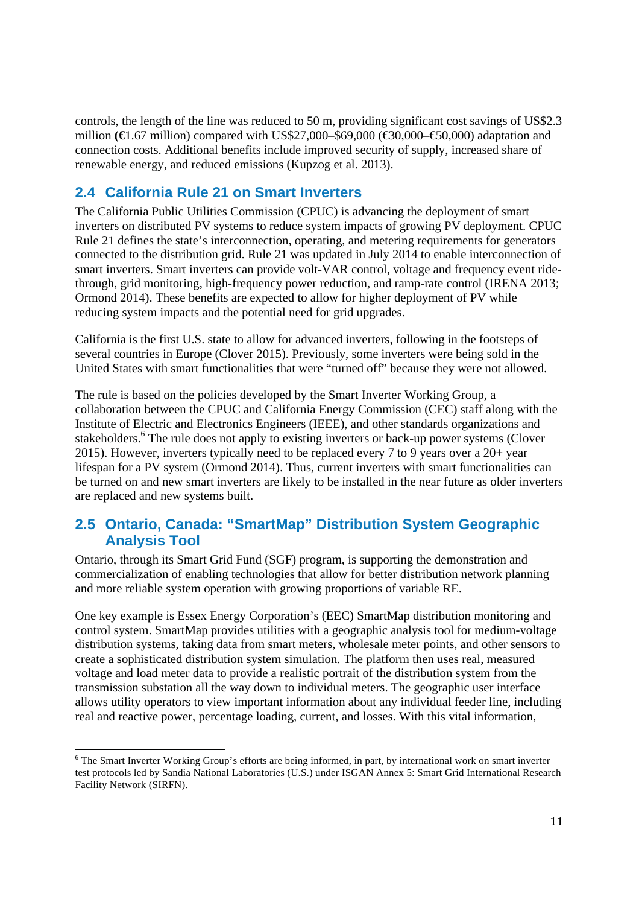controls, the length of the line was reduced to 50 m, providing significant cost savings of US$2.3 million **(**€1.67 million) compared with US$27,000–$69,000 (€30,000–€50,000) adaptation and connection costs. Additional benefits include improved security of supply, increased share of renewable energy, and reduced emissions (Kupzog et al. 2013).

## 2.4 California Rule 21 on Smart Inverters

The California Public Utilities Commission (CPUC) is advancing the deployment of smart inverters on distributed PV systems to reduce system impacts of growing PV deployment. CPUC Rule 21 defines the state's interconnection, operating, and metering requirements for generators connected to the distribution grid. Rule 21 was updated in July 2014 to enable interconnection of smart inverters. Smart inverters can provide volt-VAR control, voltage and frequency event ride-through, grid monitoring, high-frequency power reduction, and ramp-rate control (IRENA 2013; Ormond 2014). These benefits are expected to allow for higher deployment of PV while reducing system impacts and the potential need for grid upgrades.

California is the first U.S. state to allow for advanced inverters, following in the footsteps of several countries in Europe (Clover 2015). Previously, some inverters were being sold in the United States with smart functionalities that were "turned off" because they were not allowed.

The rule is based on the policies developed by the Smart Inverter Working Group, a collaboration between the CPUC and California Energy Commission (CEC) staff along with the Institute of Electric and Electronics Engineers (IEEE), and other standards organizations and stakeholders.[6] The rule does not apply to existing inverters or back-up power systems (Clover 2015). However, inverters typically need to be replaced every 7 to 9 years over a 20+ year lifespan for a PV system (Ormond 2014). Thus, current inverters with smart functionalities can be turned on and new smart inverters are likely to be installed in the near future as older inverters are replaced and new systems built.

## 2.5 Ontario, Canada: "SmartMap" Distribution System Geographic Analysis Tool

Ontario, through its Smart Grid Fund (SGF) program, is supporting the demonstration and commercialization of enabling technologies that allow for better distribution network planning and more reliable system operation with growing proportions of variable RE.

One key example is Essex Energy Corporation's (EEC) SmartMap distribution monitoring and control system. SmartMap provides utilities with a geographic analysis tool for medium-voltage distribution systems, taking data from smart meters, wholesale meter points, and other sensors to create a sophisticated distribution system simulation. The platform then uses real, measured voltage and load meter data to provide a realistic portrait of the distribution system from the transmission substation all the way down to individual meters. The geographic user interface allows utility operators to view important information about any individual feeder line, including real and reactive power, percentage loading, current, and losses. With this vital information,

[6] The Smart Inverter Working Group's efforts are being informed, in part, by international work on smart inverter test protocols led by Sandia National Laboratories (U.S.) under ISGAN Annex 5: Smart Grid International Research Facility Network (SIRFN).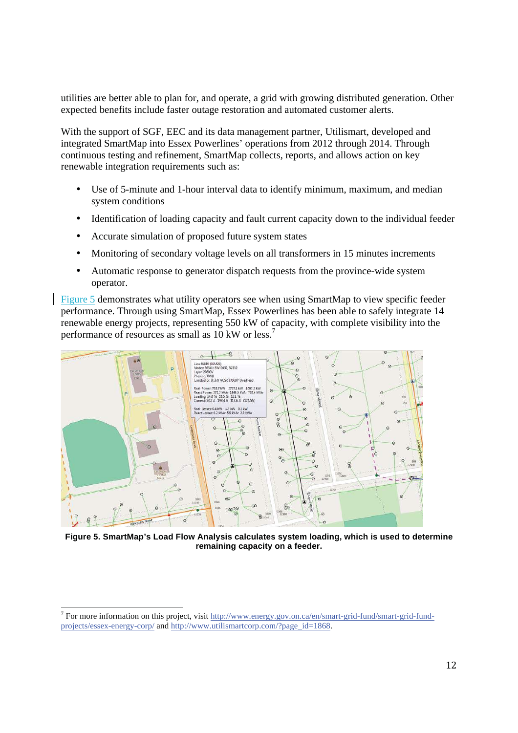utilities are better able to plan for, and operate, a grid with growing distributed generation. Other expected benefits include faster outage restoration and automated customer alerts.

With the support of SGF, EEC and its data management partner, Utilismart, developed and integrated SmartMap into Essex Powerlines' operations from 2012 through 2014. Through continuous testing and refinement, SmartMap collects, reports, and allows action on key renewable integration requirements such as:

- Use of 5-minute and 1-hour interval data to identify minimum, maximum, and median system conditions
- Identification of loading capacity and fault current capacity down to the individual feeder
- Accurate simulation of proposed future system states
- Monitoring of secondary voltage levels on all transformers in 15 minutes increments
- Automatic response to generator dispatch requests from the province-wide system operator.

Figure 5 demonstrates what utility operators see when using SmartMap to view specific feeder performance. Through using SmartMap, Essex Powerlines has been able to safely integrate 14 renewable energy projects, representing 550 kW of capacity, with complete visibility into the performance of resources as small as 10 kW or less.[7]

**Figure 5. SmartMap's Load Flow Analysis calculates system loading, which is used to determine remaining capacity on a feeder.**

[7] For more information on this project, visit http://www.energy.gov.on.ca/en/smart-grid-fund/smart-grid-fund-projects/essex-energy-corp/ and http://www.utilismartcorp.com/?page_id=1868.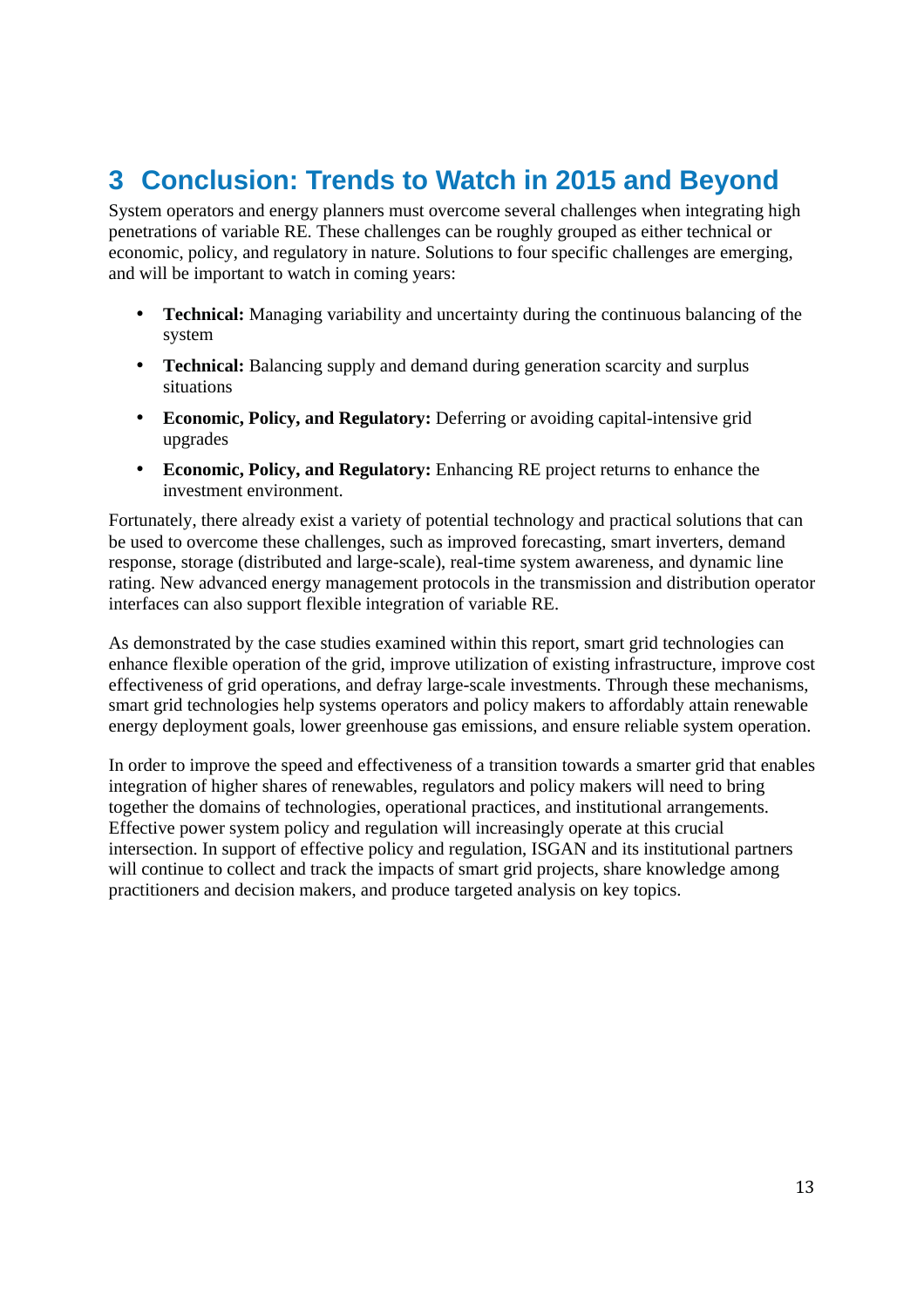# 3 Conclusion: Trends to Watch in 2015 and Beyond

System operators and energy planners must overcome several challenges when integrating high penetrations of variable RE. These challenges can be roughly grouped as either technical or economic, policy, and regulatory in nature. Solutions to four specific challenges are emerging, and will be important to watch in coming years:

- **Technical:** Managing variability and uncertainty during the continuous balancing of the system
- **Technical:** Balancing supply and demand during generation scarcity and surplus situations
- **Economic, Policy, and Regulatory:** Deferring or avoiding capital-intensive grid upgrades
- **Economic, Policy, and Regulatory:** Enhancing RE project returns to enhance the investment environment.

Fortunately, there already exist a variety of potential technology and practical solutions that can be used to overcome these challenges, such as improved forecasting, smart inverters, demand response, storage (distributed and large-scale), real-time system awareness, and dynamic line rating. New advanced energy management protocols in the transmission and distribution operator interfaces can also support flexible integration of variable RE.

As demonstrated by the case studies examined within this report, smart grid technologies can enhance flexible operation of the grid, improve utilization of existing infrastructure, improve cost effectiveness of grid operations, and defray large-scale investments. Through these mechanisms, smart grid technologies help systems operators and policy makers to affordably attain renewable energy deployment goals, lower greenhouse gas emissions, and ensure reliable system operation.

In order to improve the speed and effectiveness of a transition towards a smarter grid that enables integration of higher shares of renewables, regulators and policy makers will need to bring together the domains of technologies, operational practices, and institutional arrangements. Effective power system policy and regulation will increasingly operate at this crucial intersection. In support of effective policy and regulation, ISGAN and its institutional partners will continue to collect and track the impacts of smart grid projects, share knowledge among practitioners and decision makers, and produce targeted analysis on key topics.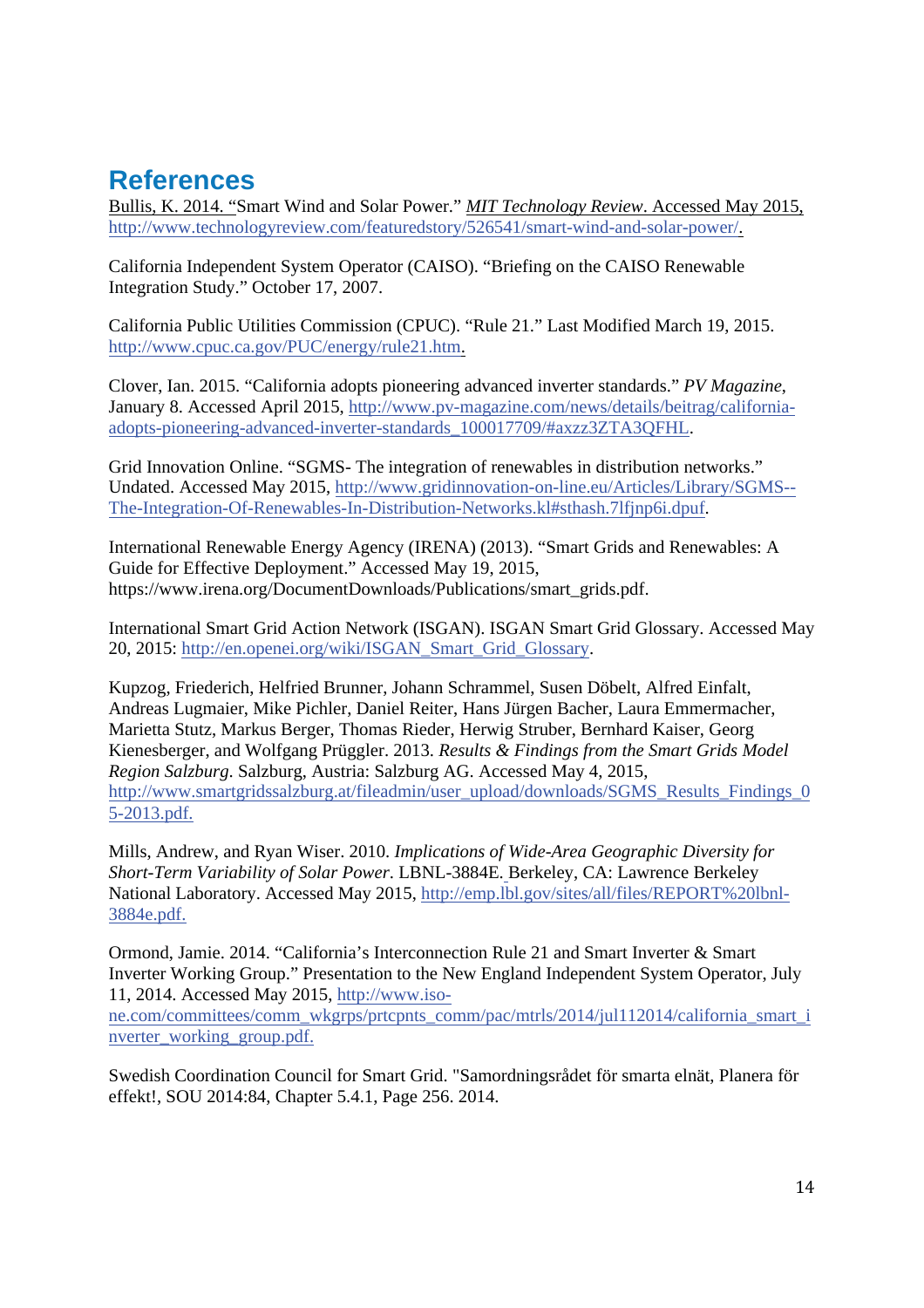# References

Bullis, K. 2014. "Smart Wind and Solar Power." *MIT Technology Review*. Accessed May 2015, http://www.technologyreview.com/featuredstory/526541/smart-wind-and-solar-power/.

California Independent System Operator (CAISO). "Briefing on the CAISO Renewable Integration Study." October 17, 2007.

California Public Utilities Commission (CPUC). "Rule 21." Last Modified March 19, 2015. http://www.cpuc.ca.gov/PUC/energy/rule21.htm.

Clover, Ian. 2015. "California adopts pioneering advanced inverter standards." *PV Magazine*, January 8. Accessed April 2015, http://www.pv-magazine.com/news/details/beitrag/california-adopts-pioneering-advanced-inverter-standards_100017709/#axzz3ZTA3QFHL.

Grid Innovation Online. "SGMS- The integration of renewables in distribution networks." Undated. Accessed May 2015, http://www.gridinnovation-on-line.eu/Articles/Library/SGMS--The-Integration-Of-Renewables-In-Distribution-Networks.kl#sthash.7lfjnp6i.dpuf.

International Renewable Energy Agency (IRENA) (2013). "Smart Grids and Renewables: A Guide for Effective Deployment." Accessed May 19, 2015, https://www.irena.org/DocumentDownloads/Publications/smart_grids.pdf.

International Smart Grid Action Network (ISGAN). ISGAN Smart Grid Glossary. Accessed May 20, 2015: http://en.openei.org/wiki/ISGAN_Smart_Grid_Glossary.

Kupzog, Friederich, Helfried Brunner, Johann Schrammel, Susen Döbelt, Alfred Einfalt, Andreas Lugmaier, Mike Pichler, Daniel Reiter, Hans Jürgen Bacher, Laura Emmermacher, Marietta Stutz, Markus Berger, Thomas Rieder, Herwig Struber, Bernhard Kaiser, Georg Kienesberger, and Wolfgang Prüggler. 2013. *Results & Findings from the Smart Grids Model Region Salzburg*. Salzburg, Austria: Salzburg AG. Accessed May 4, 2015, http://www.smartgridssalzburg.at/fileadmin/user_upload/downloads/SGMS_Results_Findings_05-2013.pdf.

Mills, Andrew, and Ryan Wiser. 2010. *Implications of Wide-Area Geographic Diversity for Short-Term Variability of Solar Power*. LBNL-3884E. Berkeley, CA: Lawrence Berkeley National Laboratory. Accessed May 2015, http://emp.lbl.gov/sites/all/files/REPORT%20lbnl-3884e.pdf.

Ormond, Jamie. 2014. "California's Interconnection Rule 21 and Smart Inverter & Smart Inverter Working Group." Presentation to the New England Independent System Operator, July 11, 2014. Accessed May 2015, http://www.iso-ne.com/committees/comm_wkgrps/prtcpnts_comm/pac/mtrls/2014/jul112014/california_smart_inverter_working_group.pdf.

Swedish Coordination Council for Smart Grid. "Samordningsrådet för smarta elnät, Planera för effekt!, SOU 2014:84, Chapter 5.4.1, Page 256. 2014.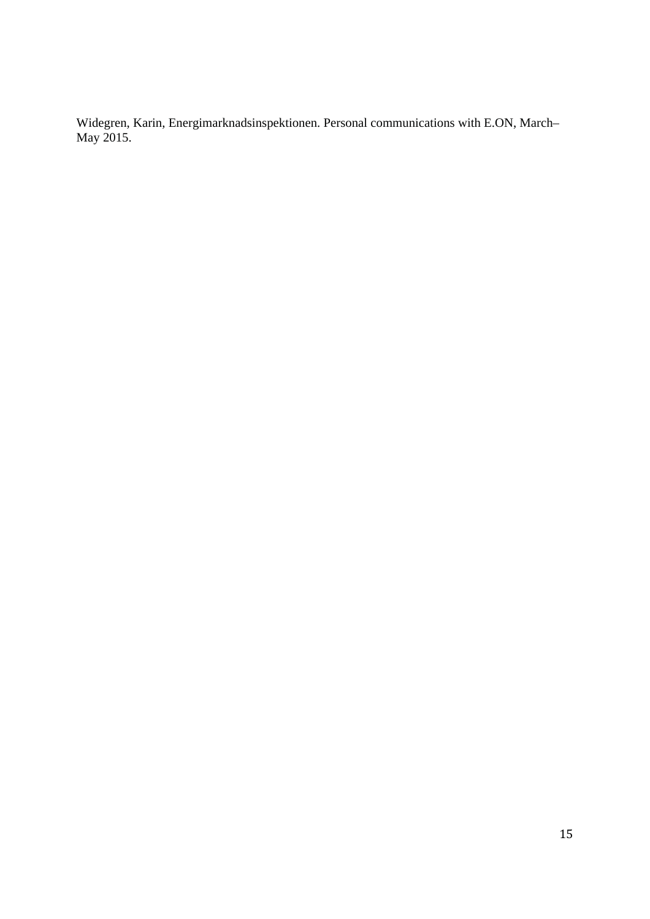Widegren, Karin, Energimarknadsinspektionen. Personal communications with E.ON, March–May 2015.